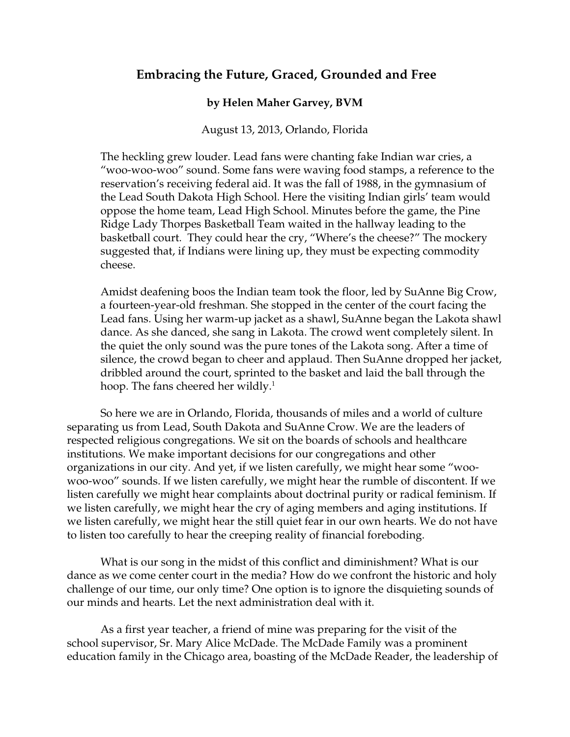# Embracing the Future, Graced, Grounded and Free

**by Helen Maher Garvey, BVM**

August 13, 2013, Orlando, Florida

> The heckling grew louder. Lead fans were chanting fake Indian war cries, a "woo-woo-woo" sound. Some fans were waving food stamps, a reference to the reservation's receiving federal aid. It was the fall of 1988, in the gymnasium of the Lead South Dakota High School. Here the visiting Indian girls' team would oppose the home team, Lead High School. Minutes before the game, the Pine Ridge Lady Thorpes Basketball Team waited in the hallway leading to the basketball court. They could hear the cry, "Where's the cheese?" The mockery suggested that, if Indians were lining up, they must be expecting commodity cheese.
>
> Amidst deafening boos the Indian team took the floor, led by SuAnne Big Crow, a fourteen-year-old freshman. She stopped in the center of the court facing the Lead fans. Using her warm-up jacket as a shawl, SuAnne began the Lakota shawl dance. As she danced, she sang in Lakota. The crowd went completely silent. In the quiet the only sound was the pure tones of the Lakota song. After a time of silence, the crowd began to cheer and applaud. Then SuAnne dropped her jacket, dribbled around the court, sprinted to the basket and laid the ball through the hoop. The fans cheered her wildly.[1]

So here we are in Orlando, Florida, thousands of miles and a world of culture separating us from Lead, South Dakota and SuAnne Crow. We are the leaders of respected religious congregations. We sit on the boards of schools and healthcare institutions. We make important decisions for our congregations and other organizations in our city. And yet, if we listen carefully, we might hear some "woo-woo-woo" sounds. If we listen carefully, we might hear the rumble of discontent. If we listen carefully we might hear complaints about doctrinal purity or radical feminism. If we listen carefully, we might hear the cry of aging members and aging institutions. If we listen carefully, we might hear the still quiet fear in our own hearts. We do not have to listen too carefully to hear the creeping reality of financial foreboding.

What is our song in the midst of this conflict and diminishment? What is our dance as we come center court in the media? How do we confront the historic and holy challenge of our time, our only time? One option is to ignore the disquieting sounds of our minds and hearts. Let the next administration deal with it.

As a first year teacher, a friend of mine was preparing for the visit of the school supervisor, Sr. Mary Alice McDade. The McDade Family was a prominent education family in the Chicago area, boasting of the McDade Reader, the leadership of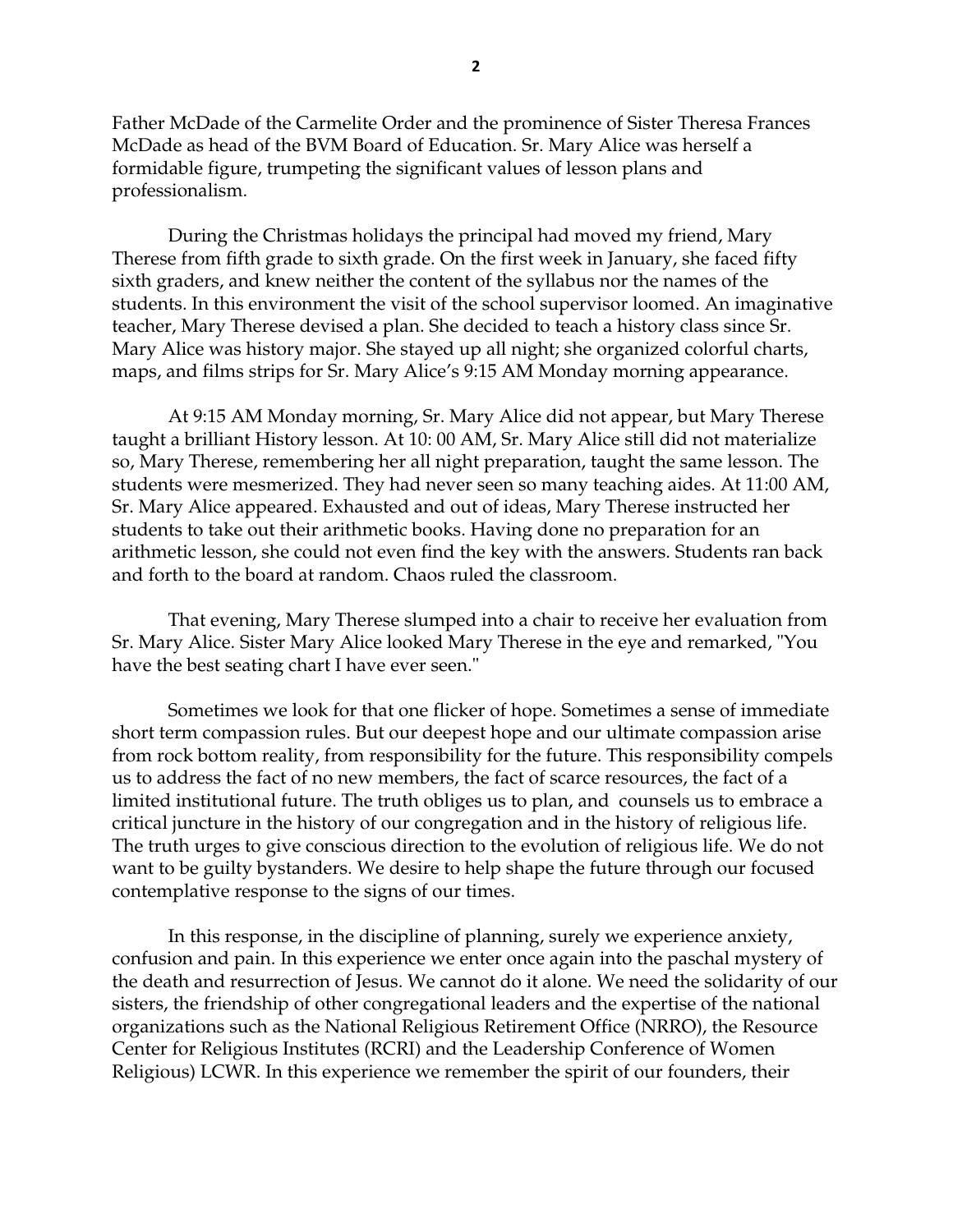Father McDade of the Carmelite Order and the prominence of Sister Theresa Frances McDade as head of the BVM Board of Education. Sr. Mary Alice was herself a formidable figure, trumpeting the significant values of lesson plans and professionalism.

During the Christmas holidays the principal had moved my friend, Mary Therese from fifth grade to sixth grade. On the first week in January, she faced fifty sixth graders, and knew neither the content of the syllabus nor the names of the students. In this environment the visit of the school supervisor loomed. An imaginative teacher, Mary Therese devised a plan. She decided to teach a history class since Sr. Mary Alice was history major. She stayed up all night; she organized colorful charts, maps, and films strips for Sr. Mary Alice's 9:15 AM Monday morning appearance.

At 9:15 AM Monday morning, Sr. Mary Alice did not appear, but Mary Therese taught a brilliant History lesson. At 10: 00 AM, Sr. Mary Alice still did not materialize so, Mary Therese, remembering her all night preparation, taught the same lesson. The students were mesmerized. They had never seen so many teaching aides. At 11:00 AM, Sr. Mary Alice appeared. Exhausted and out of ideas, Mary Therese instructed her students to take out their arithmetic books. Having done no preparation for an arithmetic lesson, she could not even find the key with the answers. Students ran back and forth to the board at random. Chaos ruled the classroom.

That evening, Mary Therese slumped into a chair to receive her evaluation from Sr. Mary Alice. Sister Mary Alice looked Mary Therese in the eye and remarked, "You have the best seating chart I have ever seen."

Sometimes we look for that one flicker of hope. Sometimes a sense of immediate short term compassion rules. But our deepest hope and our ultimate compassion arise from rock bottom reality, from responsibility for the future. This responsibility compels us to address the fact of no new members, the fact of scarce resources, the fact of a limited institutional future. The truth obliges us to plan, and counsels us to embrace a critical juncture in the history of our congregation and in the history of religious life. The truth urges to give conscious direction to the evolution of religious life. We do not want to be guilty bystanders. We desire to help shape the future through our focused contemplative response to the signs of our times.

In this response, in the discipline of planning, surely we experience anxiety, confusion and pain. In this experience we enter once again into the paschal mystery of the death and resurrection of Jesus. We cannot do it alone. We need the solidarity of our sisters, the friendship of other congregational leaders and the expertise of the national organizations such as the National Religious Retirement Office (NRRO), the Resource Center for Religious Institutes (RCRI) and the Leadership Conference of Women Religious) LCWR. In this experience we remember the spirit of our founders, their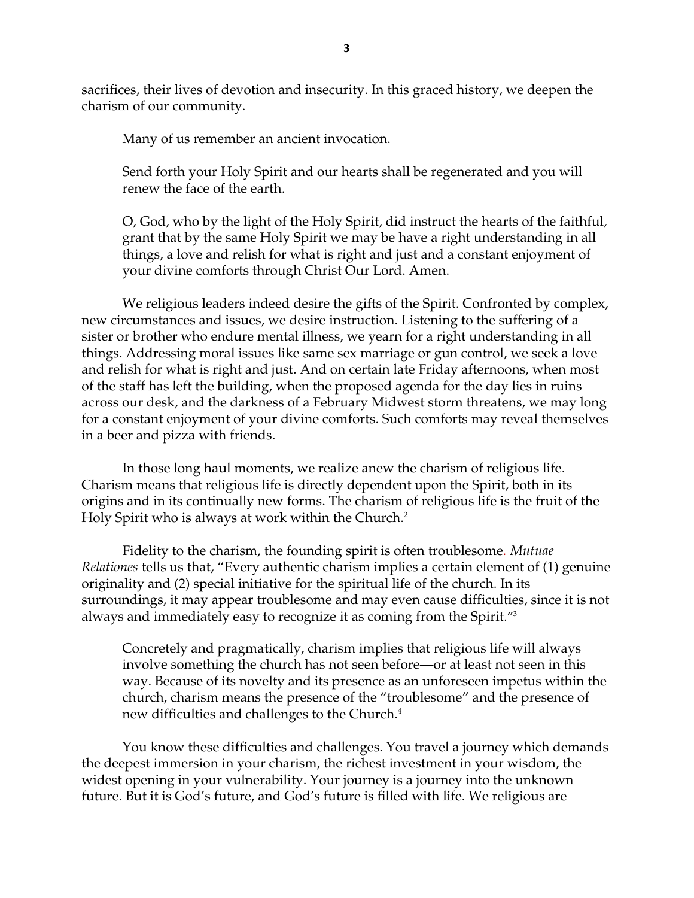sacrifices, their lives of devotion and insecurity. In this graced history, we deepen the charism of our community.

> Many of us remember an ancient invocation.
>
> Send forth your Holy Spirit and our hearts shall be regenerated and you will renew the face of the earth.
>
> O, God, who by the light of the Holy Spirit, did instruct the hearts of the faithful, grant that by the same Holy Spirit we may be have a right understanding in all things, a love and relish for what is right and just and a constant enjoyment of your divine comforts through Christ Our Lord. Amen.

We religious leaders indeed desire the gifts of the Spirit. Confronted by complex, new circumstances and issues, we desire instruction. Listening to the suffering of a sister or brother who endure mental illness, we yearn for a right understanding in all things. Addressing moral issues like same sex marriage or gun control, we seek a love and relish for what is right and just. And on certain late Friday afternoons, when most of the staff has left the building, when the proposed agenda for the day lies in ruins across our desk, and the darkness of a February Midwest storm threatens, we may long for a constant enjoyment of your divine comforts. Such comforts may reveal themselves in a beer and pizza with friends.

In those long haul moments, we realize anew the charism of religious life. Charism means that religious life is directly dependent upon the Spirit, both in its origins and in its continually new forms. The charism of religious life is the fruit of the Holy Spirit who is always at work within the Church.[2]

Fidelity to the charism, the founding spirit is often troublesome. *Mutuae Relationes* tells us that, "Every authentic charism implies a certain element of (1) genuine originality and (2) special initiative for the spiritual life of the church. In its surroundings, it may appear troublesome and may even cause difficulties, since it is not always and immediately easy to recognize it as coming from the Spirit."[3]

> Concretely and pragmatically, charism implies that religious life will always involve something the church has not seen before—or at least not seen in this way. Because of its novelty and its presence as an unforeseen impetus within the church, charism means the presence of the "troublesome" and the presence of new difficulties and challenges to the Church.[4]

You know these difficulties and challenges. You travel a journey which demands the deepest immersion in your charism, the richest investment in your wisdom, the widest opening in your vulnerability. Your journey is a journey into the unknown future. But it is God's future, and God's future is filled with life. We religious are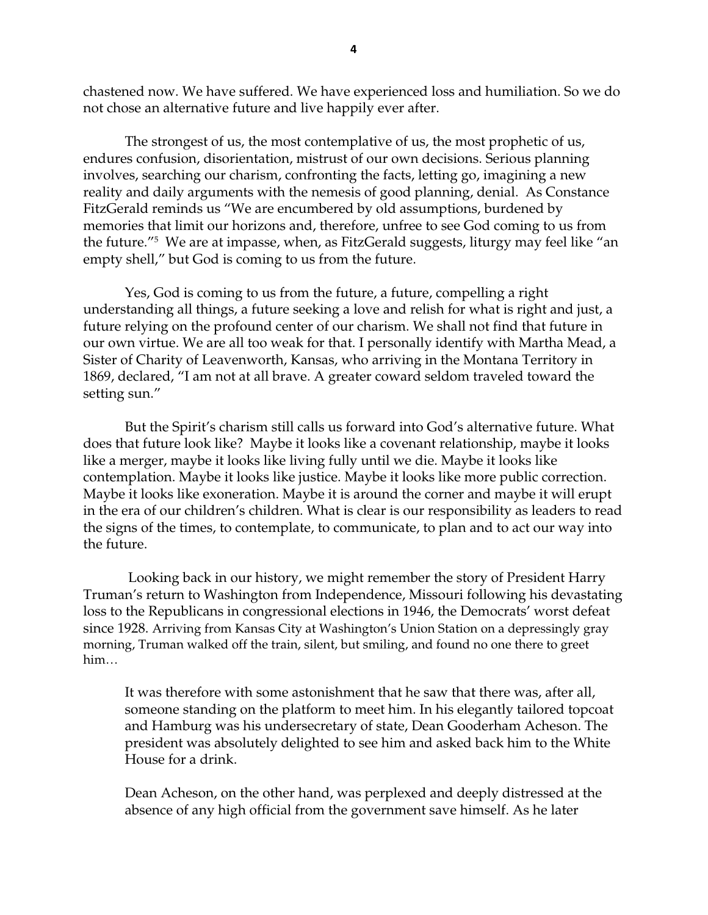chastened now. We have suffered. We have experienced loss and humiliation. So we do not chose an alternative future and live happily ever after.

The strongest of us, the most contemplative of us, the most prophetic of us, endures confusion, disorientation, mistrust of our own decisions. Serious planning involves, searching our charism, confronting the facts, letting go, imagining a new reality and daily arguments with the nemesis of good planning, denial. As Constance FitzGerald reminds us "We are encumbered by old assumptions, burdened by memories that limit our horizons and, therefore, unfree to see God coming to us from the future."[5] We are at impasse, when, as FitzGerald suggests, liturgy may feel like "an empty shell," but God is coming to us from the future.

Yes, God is coming to us from the future, a future, compelling a right understanding all things, a future seeking a love and relish for what is right and just, a future relying on the profound center of our charism. We shall not find that future in our own virtue. We are all too weak for that. I personally identify with Martha Mead, a Sister of Charity of Leavenworth, Kansas, who arriving in the Montana Territory in 1869, declared, "I am not at all brave. A greater coward seldom traveled toward the setting sun."

But the Spirit's charism still calls us forward into God's alternative future. What does that future look like? Maybe it looks like a covenant relationship, maybe it looks like a merger, maybe it looks like living fully until we die. Maybe it looks like contemplation. Maybe it looks like justice. Maybe it looks like more public correction. Maybe it looks like exoneration. Maybe it is around the corner and maybe it will erupt in the era of our children's children. What is clear is our responsibility as leaders to read the signs of the times, to contemplate, to communicate, to plan and to act our way into the future.

Looking back in our history, we might remember the story of President Harry Truman's return to Washington from Independence, Missouri following his devastating loss to the Republicans in congressional elections in 1946, the Democrats' worst defeat since 1928. Arriving from Kansas City at Washington's Union Station on a depressingly gray morning, Truman walked off the train, silent, but smiling, and found no one there to greet him…

> It was therefore with some astonishment that he saw that there was, after all, someone standing on the platform to meet him. In his elegantly tailored topcoat and Hamburg was his undersecretary of state, Dean Gooderham Acheson. The president was absolutely delighted to see him and asked back him to the White House for a drink.
>
> Dean Acheson, on the other hand, was perplexed and deeply distressed at the absence of any high official from the government save himself. As he later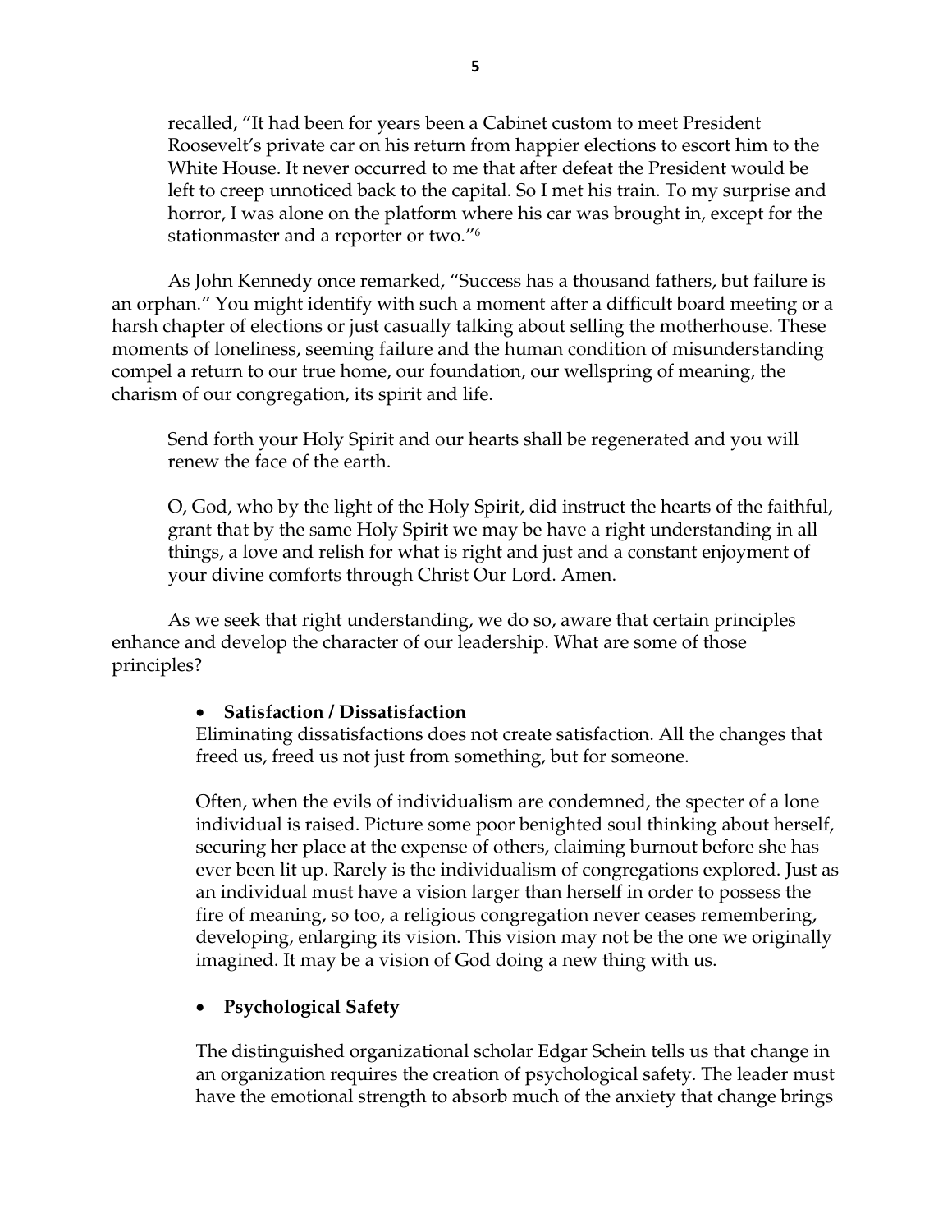> recalled, “It had been for years been a Cabinet custom to meet President Roosevelt’s private car on his return from happier elections to escort him to the White House. It never occurred to me that after defeat the President would be left to creep unnoticed back to the capital. So I met his train. To my surprise and horror, I was alone on the platform where his car was brought in, except for the stationmaster and a reporter or two.”[6]

As John Kennedy once remarked, “Success has a thousand fathers, but failure is an orphan.” You might identify with such a moment after a difficult board meeting or a harsh chapter of elections or just casually talking about selling the motherhouse. These moments of loneliness, seeming failure and the human condition of misunderstanding compel a return to our true home, our foundation, our wellspring of meaning, the charism of our congregation, its spirit and life.

> Send forth your Holy Spirit and our hearts shall be regenerated and you will renew the face of the earth.
>
> O, God, who by the light of the Holy Spirit, did instruct the hearts of the faithful, grant that by the same Holy Spirit we may be have a right understanding in all things, a love and relish for what is right and just and a constant enjoyment of your divine comforts through Christ Our Lord. Amen.

As we seek that right understanding, we do so, aware that certain principles enhance and develop the character of our leadership. What are some of those principles?

- **Satisfaction / Dissatisfaction**

  Eliminating dissatisfactions does not create satisfaction. All the changes that freed us, freed us not just from something, but for someone.

  Often, when the evils of individualism are condemned, the specter of a lone individual is raised. Picture some poor benighted soul thinking about herself, securing her place at the expense of others, claiming burnout before she has ever been lit up. Rarely is the individualism of congregations explored. Just as an individual must have a vision larger than herself in order to possess the fire of meaning, so too, a religious congregation never ceases remembering, developing, enlarging its vision. This vision may not be the one we originally imagined. It may be a vision of God doing a new thing with us.

- **Psychological Safety**

  The distinguished organizational scholar Edgar Schein tells us that change in an organization requires the creation of psychological safety. The leader must have the emotional strength to absorb much of the anxiety that change brings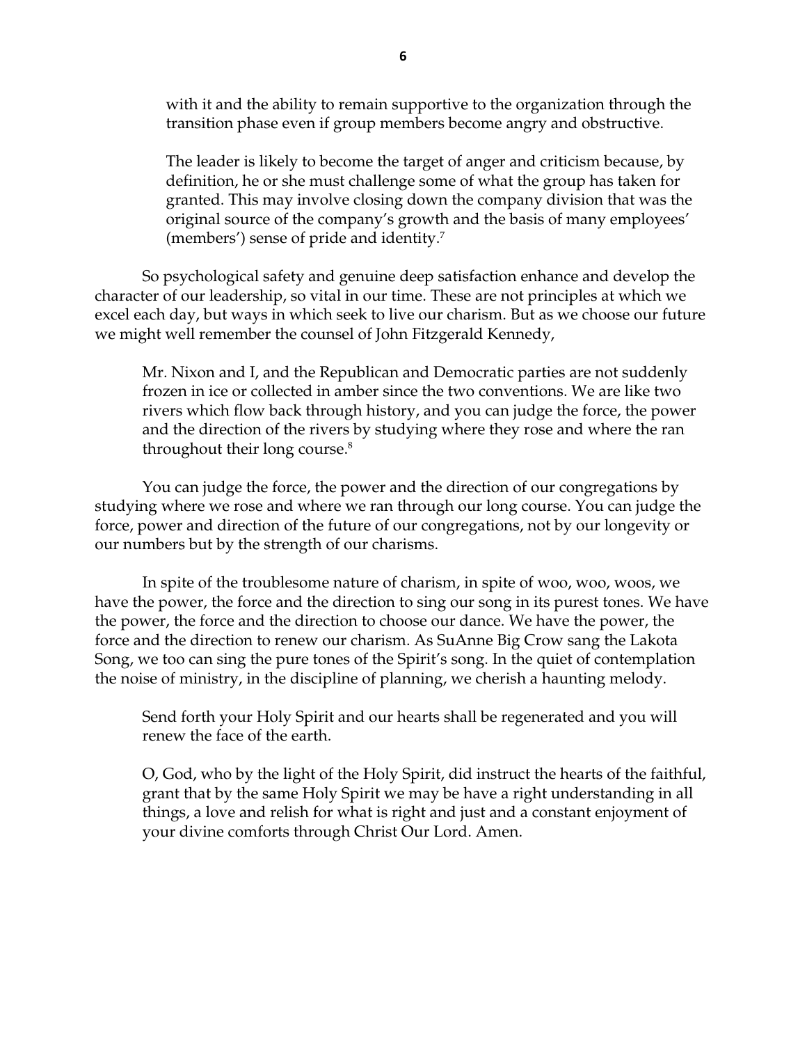> with it and the ability to remain supportive to the organization through the transition phase even if group members become angry and obstructive.
>
> The leader is likely to become the target of anger and criticism because, by definition, he or she must challenge some of what the group has taken for granted. This may involve closing down the company division that was the original source of the company's growth and the basis of many employees' (members') sense of pride and identity.[7]

So psychological safety and genuine deep satisfaction enhance and develop the character of our leadership, so vital in our time. These are not principles at which we excel each day, but ways in which seek to live our charism. But as we choose our future we might well remember the counsel of John Fitzgerald Kennedy,

> Mr. Nixon and I, and the Republican and Democratic parties are not suddenly frozen in ice or collected in amber since the two conventions. We are like two rivers which flow back through history, and you can judge the force, the power and the direction of the rivers by studying where they rose and where the ran throughout their long course.[8]

You can judge the force, the power and the direction of our congregations by studying where we rose and where we ran through our long course. You can judge the force, power and direction of the future of our congregations, not by our longevity or our numbers but by the strength of our charisms.

In spite of the troublesome nature of charism, in spite of woo, woo, woos, we have the power, the force and the direction to sing our song in its purest tones. We have the power, the force and the direction to choose our dance. We have the power, the force and the direction to renew our charism. As SuAnne Big Crow sang the Lakota Song, we too can sing the pure tones of the Spirit's song. In the quiet of contemplation the noise of ministry, in the discipline of planning, we cherish a haunting melody.

> Send forth your Holy Spirit and our hearts shall be regenerated and you will renew the face of the earth.
>
> O, God, who by the light of the Holy Spirit, did instruct the hearts of the faithful, grant that by the same Holy Spirit we may be have a right understanding in all things, a love and relish for what is right and just and a constant enjoyment of your divine comforts through Christ Our Lord. Amen.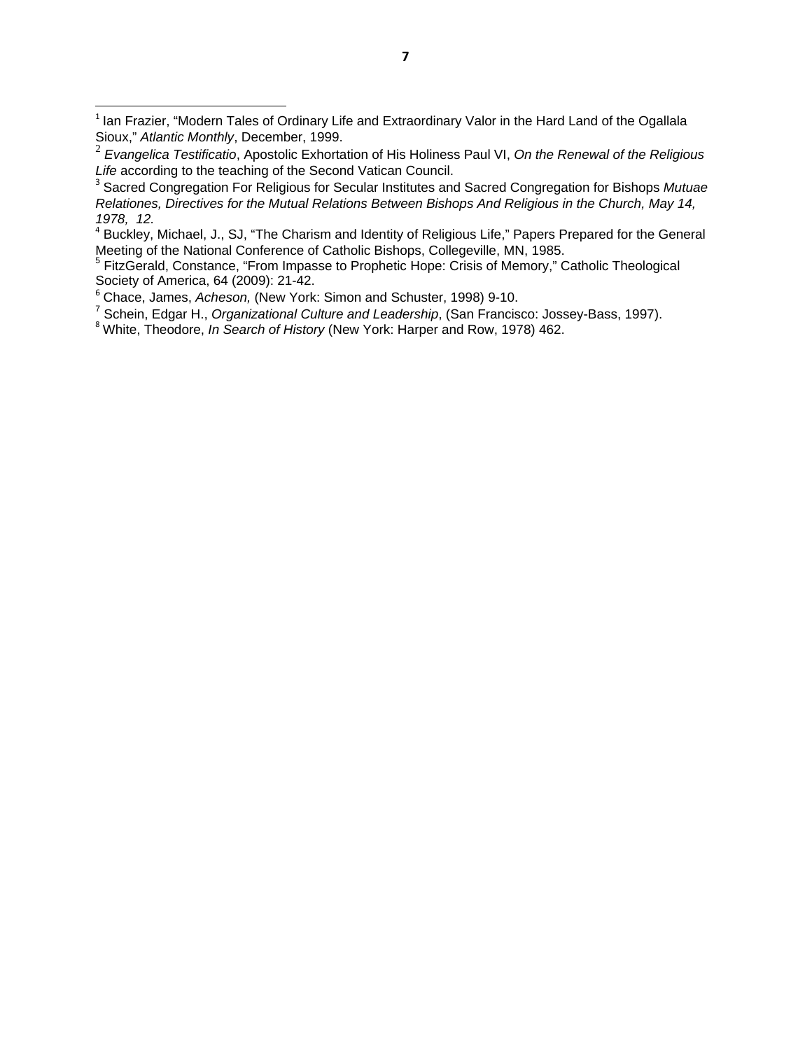[1] Ian Frazier, "Modern Tales of Ordinary Life and Extraordinary Valor in the Hard Land of the Ogallala Sioux," *Atlantic Monthly*, December, 1999.

[2] *Evangelica Testificatio*, Apostolic Exhortation of His Holiness Paul VI, *On the Renewal of the Religious Life* according to the teaching of the Second Vatican Council.

[3] Sacred Congregation For Religious for Secular Institutes and Sacred Congregation for Bishops *Mutuae Relationes, Directives for the Mutual Relations Between Bishops And Religious in the Church, May 14, 1978, 12.*

[4] Buckley, Michael, J., SJ, "The Charism and Identity of Religious Life," Papers Prepared for the General Meeting of the National Conference of Catholic Bishops, Collegeville, MN, 1985.

[5] FitzGerald, Constance, "From Impasse to Prophetic Hope: Crisis of Memory," Catholic Theological Society of America, 64 (2009): 21-42.

[6] Chace, James, *Acheson,* (New York: Simon and Schuster, 1998) 9-10.

[7] Schein, Edgar H., *Organizational Culture and Leadership*, (San Francisco: Jossey-Bass, 1997).

[8] White, Theodore, *In Search of History* (New York: Harper and Row, 1978) 462.